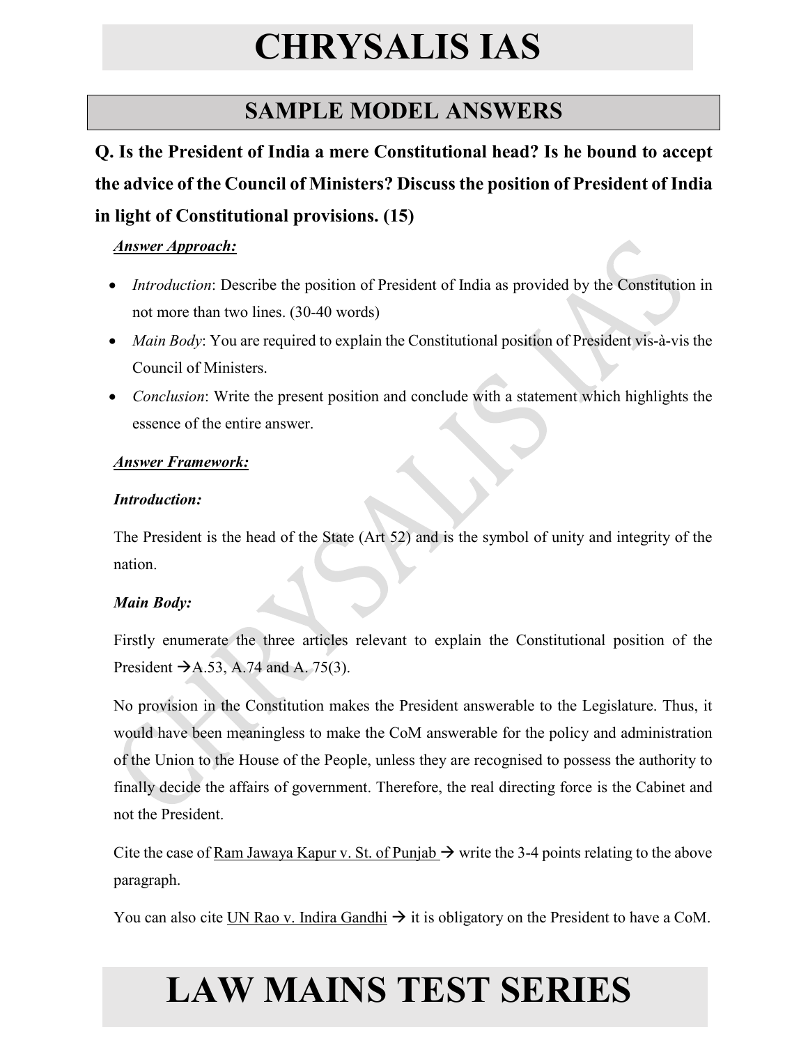# CHRYSALIS IAS

## SAMPLE MODEL ANSWERS

**Q. Is the President of India a mere Constitutional head? Is he bound to accept the advice of the Council of Ministers? Discuss the position of President of India in light of Constitutional provisions. (15)**

***Answer Approach:***

- *Introduction*: Describe the position of President of India as provided by the Constitution in not more than two lines. (30-40 words)
- *Main Body*: You are required to explain the Constitutional position of President vis-à-vis the Council of Ministers.
- *Conclusion*: Write the present position and conclude with a statement which highlights the essence of the entire answer.

***Answer Framework:***

***Introduction:***

The President is the head of the State (Art 52) and is the symbol of unity and integrity of the nation.

***Main Body:***

Firstly enumerate the three articles relevant to explain the Constitutional position of the President → A.53, A.74 and A. 75(3).

No provision in the Constitution makes the President answerable to the Legislature. Thus, it would have been meaningless to make the CoM answerable for the policy and administration of the Union to the House of the People, unless they are recognised to possess the authority to finally decide the affairs of government. Therefore, the real directing force is the Cabinet and not the President.

Cite the case of Ram Jawaya Kapur v. St. of Punjab → write the 3-4 points relating to the above paragraph.

You can also cite UN Rao v. Indira Gandhi → it is obligatory on the President to have a CoM.

# LAW MAINS TEST SERIES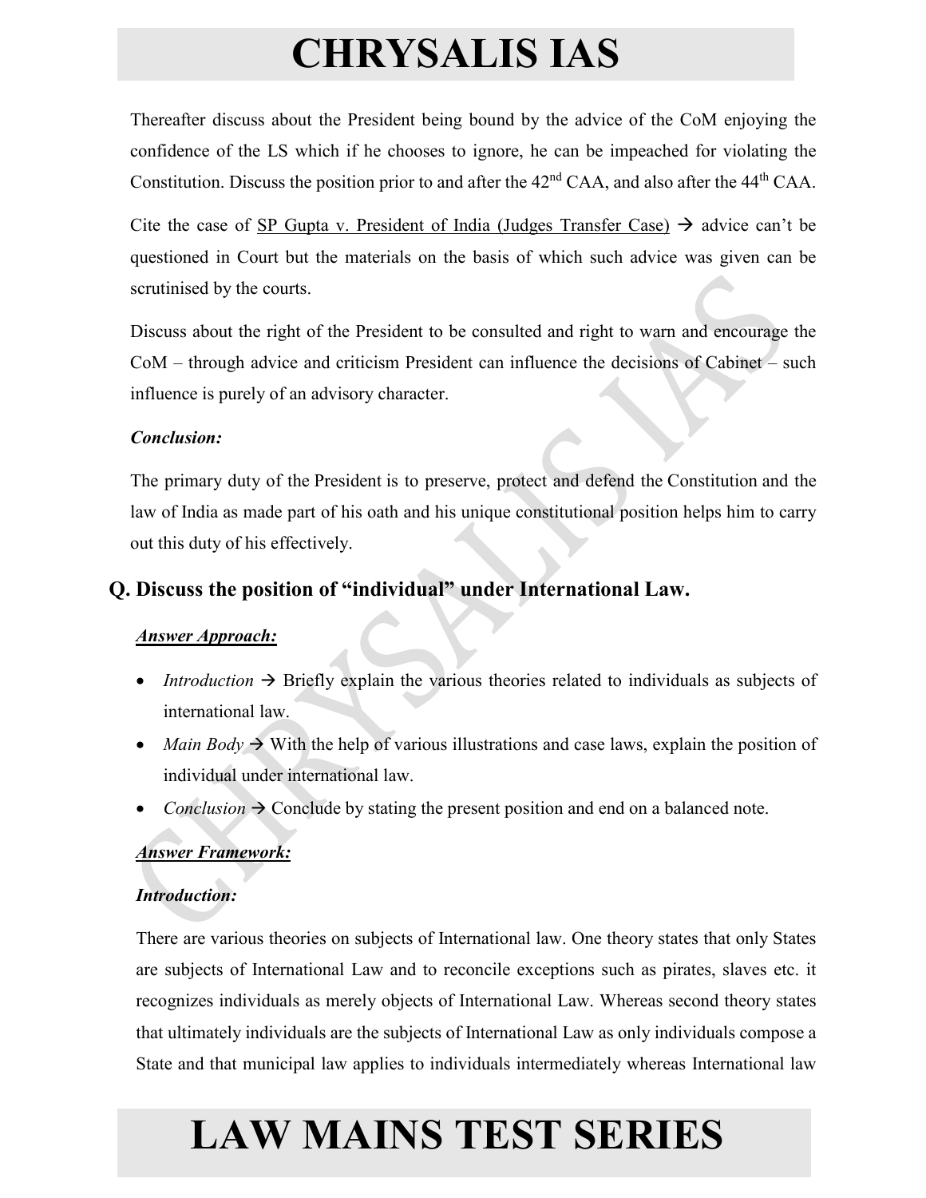Thereafter discuss about the President being bound by the advice of the CoM enjoying the confidence of the LS which if he chooses to ignore, he can be impeached for violating the Constitution. Discuss the position prior to and after the 42nd CAA, and also after the 44th CAA.

Cite the case of SP Gupta v. President of India (Judges Transfer Case) → advice can't be questioned in Court but the materials on the basis of which such advice was given can be scrutinised by the courts.

Discuss about the right of the President to be consulted and right to warn and encourage the CoM – through advice and criticism President can influence the decisions of Cabinet – such influence is purely of an advisory character.

***Conclusion:***

The primary duty of the President is to preserve, protect and defend the Constitution and the law of India as made part of his oath and his unique constitutional position helps him to carry out this duty of his effectively.

## Q. Discuss the position of "individual" under International Law.

***Answer Approach:***

- *Introduction* → Briefly explain the various theories related to individuals as subjects of international law.
- *Main Body* → With the help of various illustrations and case laws, explain the position of individual under international law.
- *Conclusion* → Conclude by stating the present position and end on a balanced note.

***Answer Framework:***

***Introduction:***

There are various theories on subjects of International law. One theory states that only States are subjects of International Law and to reconcile exceptions such as pirates, slaves etc. it recognizes individuals as merely objects of International Law. Whereas second theory states that ultimately individuals are the subjects of International Law as only individuals compose a State and that municipal law applies to individuals intermediately whereas International law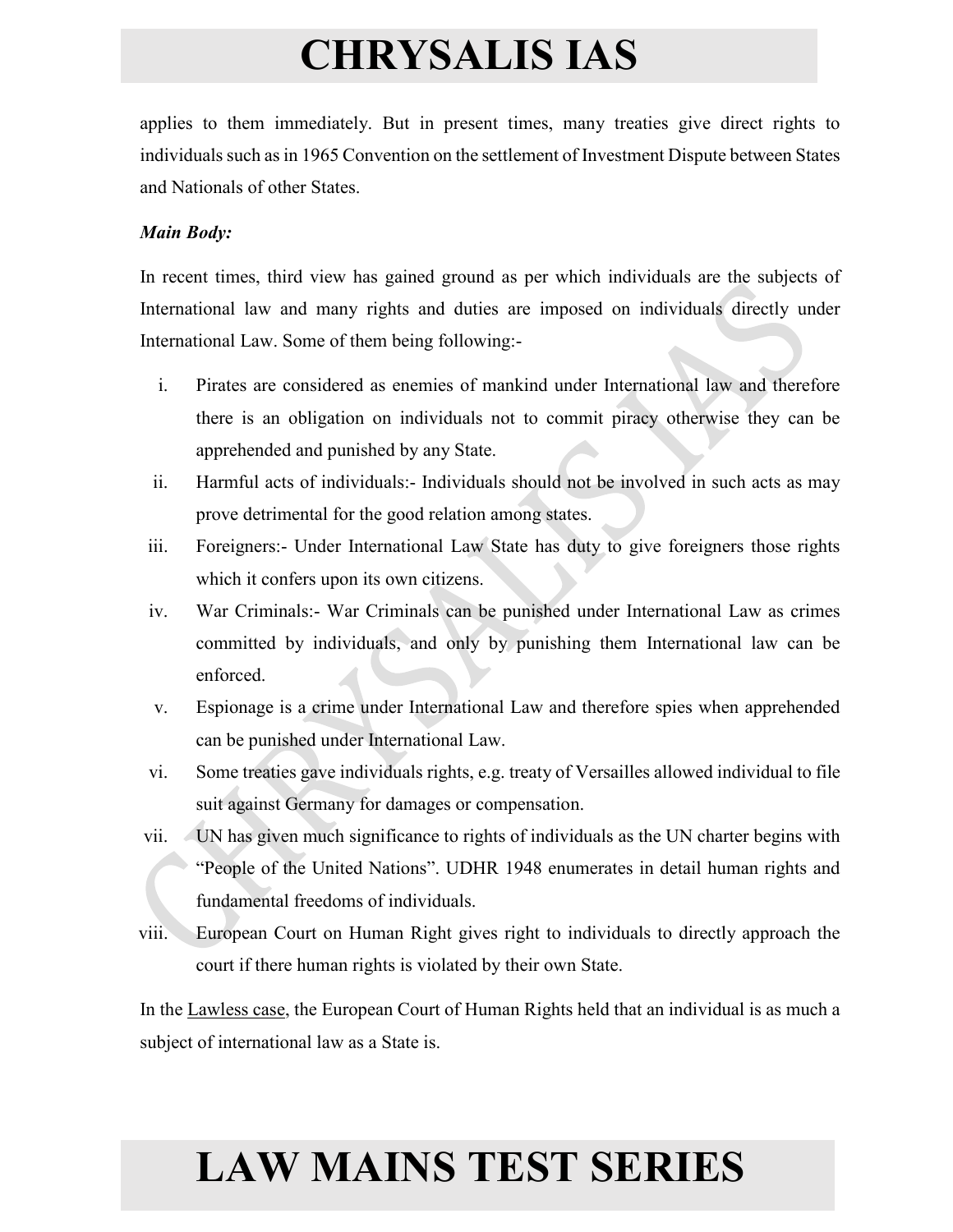applies to them immediately. But in present times, many treaties give direct rights to individuals such as in 1965 Convention on the settlement of Investment Dispute between States and Nationals of other States.

***Main Body:***

In recent times, third view has gained ground as per which individuals are the subjects of International law and many rights and duties are imposed on individuals directly under International Law. Some of them being following:-

i. Pirates are considered as enemies of mankind under International law and therefore there is an obligation on individuals not to commit piracy otherwise they can be apprehended and punished by any State.
ii. Harmful acts of individuals:- Individuals should not be involved in such acts as may prove detrimental for the good relation among states.
iii. Foreigners:- Under International Law State has duty to give foreigners those rights which it confers upon its own citizens.
iv. War Criminals:- War Criminals can be punished under International Law as crimes committed by individuals, and only by punishing them International law can be enforced.
v. Espionage is a crime under International Law and therefore spies when apprehended can be punished under International Law.
vi. Some treaties gave individuals rights, e.g. treaty of Versailles allowed individual to file suit against Germany for damages or compensation.
vii. UN has given much significance to rights of individuals as the UN charter begins with "People of the United Nations". UDHR 1948 enumerates in detail human rights and fundamental freedoms of individuals.
viii. European Court on Human Right gives right to individuals to directly approach the court if there human rights is violated by their own State.

In the Lawless case, the European Court of Human Rights held that an individual is as much a subject of international law as a State is.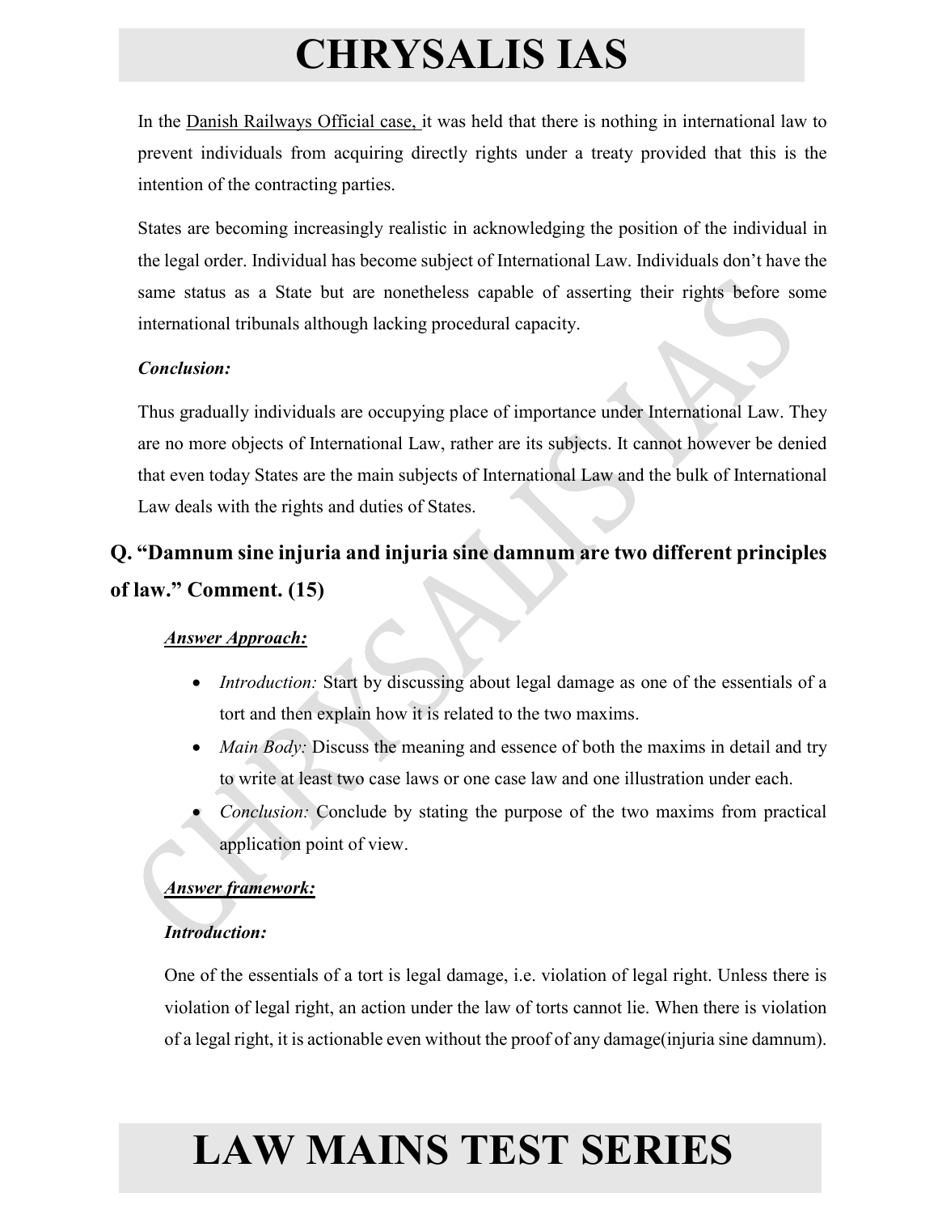In the Danish Railways Official case, it was held that there is nothing in international law to prevent individuals from acquiring directly rights under a treaty provided that this is the intention of the contracting parties.

States are becoming increasingly realistic in acknowledging the position of the individual in the legal order. Individual has become subject of International Law. Individuals don't have the same status as a State but are nonetheless capable of asserting their rights before some international tribunals although lacking procedural capacity.

***Conclusion:***

Thus gradually individuals are occupying place of importance under International Law. They are no more objects of International Law, rather are its subjects. It cannot however be denied that even today States are the main subjects of International Law and the bulk of International Law deals with the rights and duties of States.

## Q. "Damnum sine injuria and injuria sine damnum are two different principles of law." Comment. (15)

***Answer Approach:***

- *Introduction:* Start by discussing about legal damage as one of the essentials of a tort and then explain how it is related to the two maxims.
- *Main Body:* Discuss the meaning and essence of both the maxims in detail and try to write at least two case laws or one case law and one illustration under each.
- *Conclusion:* Conclude by stating the purpose of the two maxims from practical application point of view.

***Answer framework:***

***Introduction:***

One of the essentials of a tort is legal damage, i.e. violation of legal right. Unless there is violation of legal right, an action under the law of torts cannot lie. When there is violation of a legal right, it is actionable even without the proof of any damage(injuria sine damnum).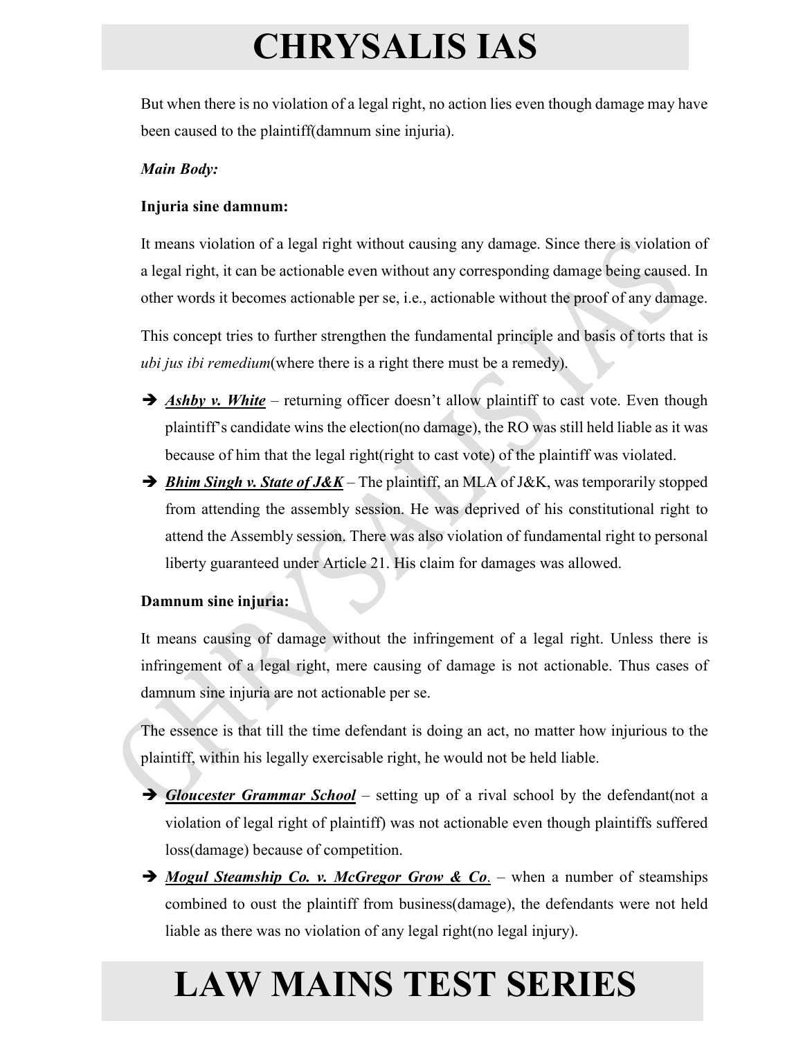But when there is no violation of a legal right, no action lies even though damage may have been caused to the plaintiff(damnum sine injuria).

***Main Body:***

**Injuria sine damnum:**

It means violation of a legal right without causing any damage. Since there is violation of a legal right, it can be actionable even without any corresponding damage being caused. In other words it becomes actionable per se, i.e., actionable without the proof of any damage.

This concept tries to further strengthen the fundamental principle and basis of torts that is *ubi jus ibi remedium*(where there is a right there must be a remedy).

- ***Ashby v. White*** – returning officer doesn't allow plaintiff to cast vote. Even though plaintiff's candidate wins the election(no damage), the RO was still held liable as it was because of him that the legal right(right to cast vote) of the plaintiff was violated.
- ***Bhim Singh v. State of J&K*** – The plaintiff, an MLA of J&K, was temporarily stopped from attending the assembly session. He was deprived of his constitutional right to attend the Assembly session. There was also violation of fundamental right to personal liberty guaranteed under Article 21. His claim for damages was allowed.

**Damnum sine injuria:**

It means causing of damage without the infringement of a legal right. Unless there is infringement of a legal right, mere causing of damage is not actionable. Thus cases of damnum sine injuria are not actionable per se.

The essence is that till the time defendant is doing an act, no matter how injurious to the plaintiff, within his legally exercisable right, he would not be held liable.

- ***Gloucester Grammar School*** – setting up of a rival school by the defendant(not a violation of legal right of plaintiff) was not actionable even though plaintiffs suffered loss(damage) because of competition.
- ***Mogul Steamship Co. v. McGregor Grow & Co***. – when a number of steamships combined to oust the plaintiff from business(damage), the defendants were not held liable as there was no violation of any legal right(no legal injury).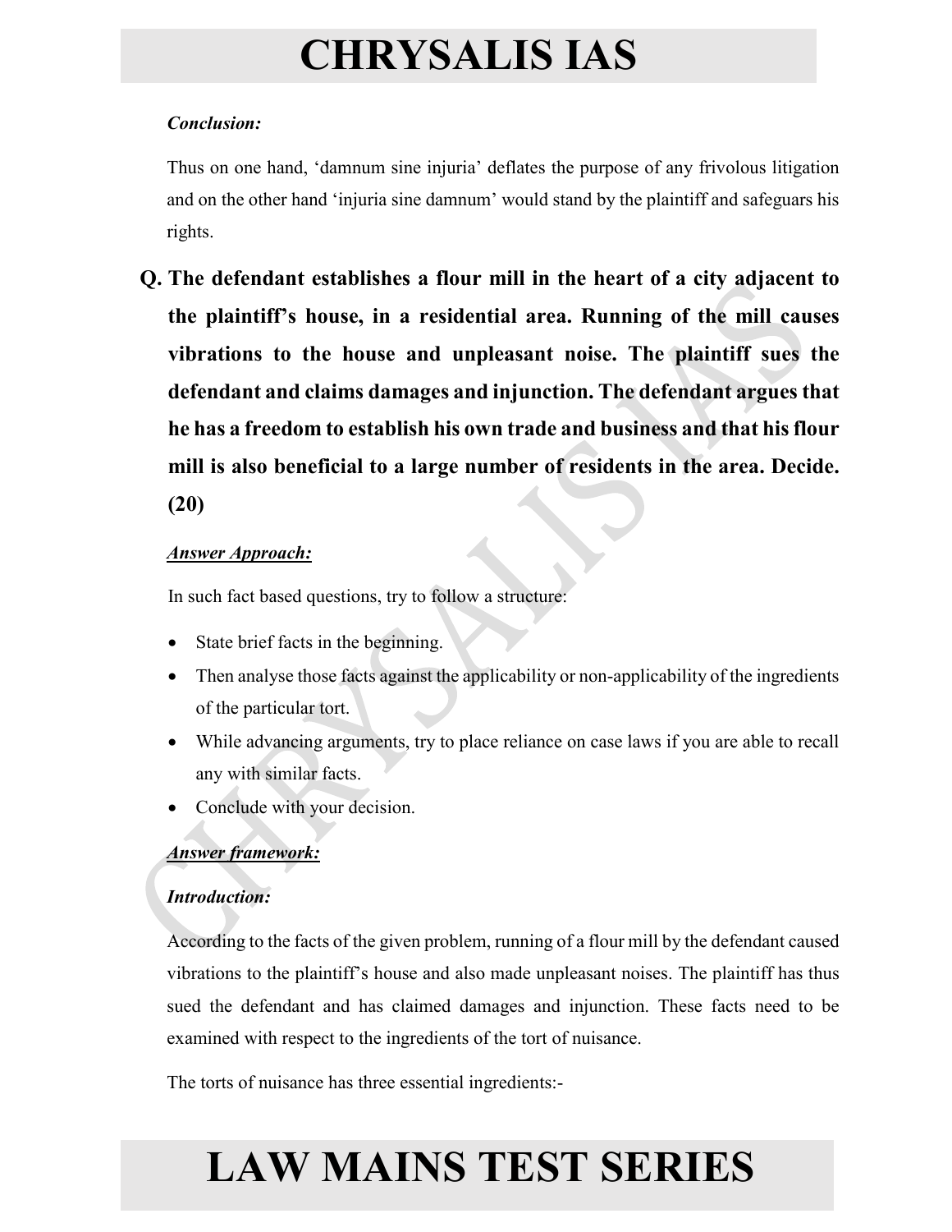***Conclusion:***

Thus on one hand, 'damnum sine injuria' deflates the purpose of any frivolous litigation and on the other hand 'injuria sine damnum' would stand by the plaintiff and safeguars his rights.

**Q. The defendant establishes a flour mill in the heart of a city adjacent to the plaintiff's house, in a residential area. Running of the mill causes vibrations to the house and unpleasant noise. The plaintiff sues the defendant and claims damages and injunction. The defendant argues that he has a freedom to establish his own trade and business and that his flour mill is also beneficial to a large number of residents in the area. Decide. (20)**

***Answer Approach:***

In such fact based questions, try to follow a structure:

- State brief facts in the beginning.
- Then analyse those facts against the applicability or non-applicability of the ingredients of the particular tort.
- While advancing arguments, try to place reliance on case laws if you are able to recall any with similar facts.
- Conclude with your decision.

***Answer framework:***

***Introduction:***

According to the facts of the given problem, running of a flour mill by the defendant caused vibrations to the plaintiff's house and also made unpleasant noises. The plaintiff has thus sued the defendant and has claimed damages and injunction. These facts need to be examined with respect to the ingredients of the tort of nuisance.

The torts of nuisance has three essential ingredients:-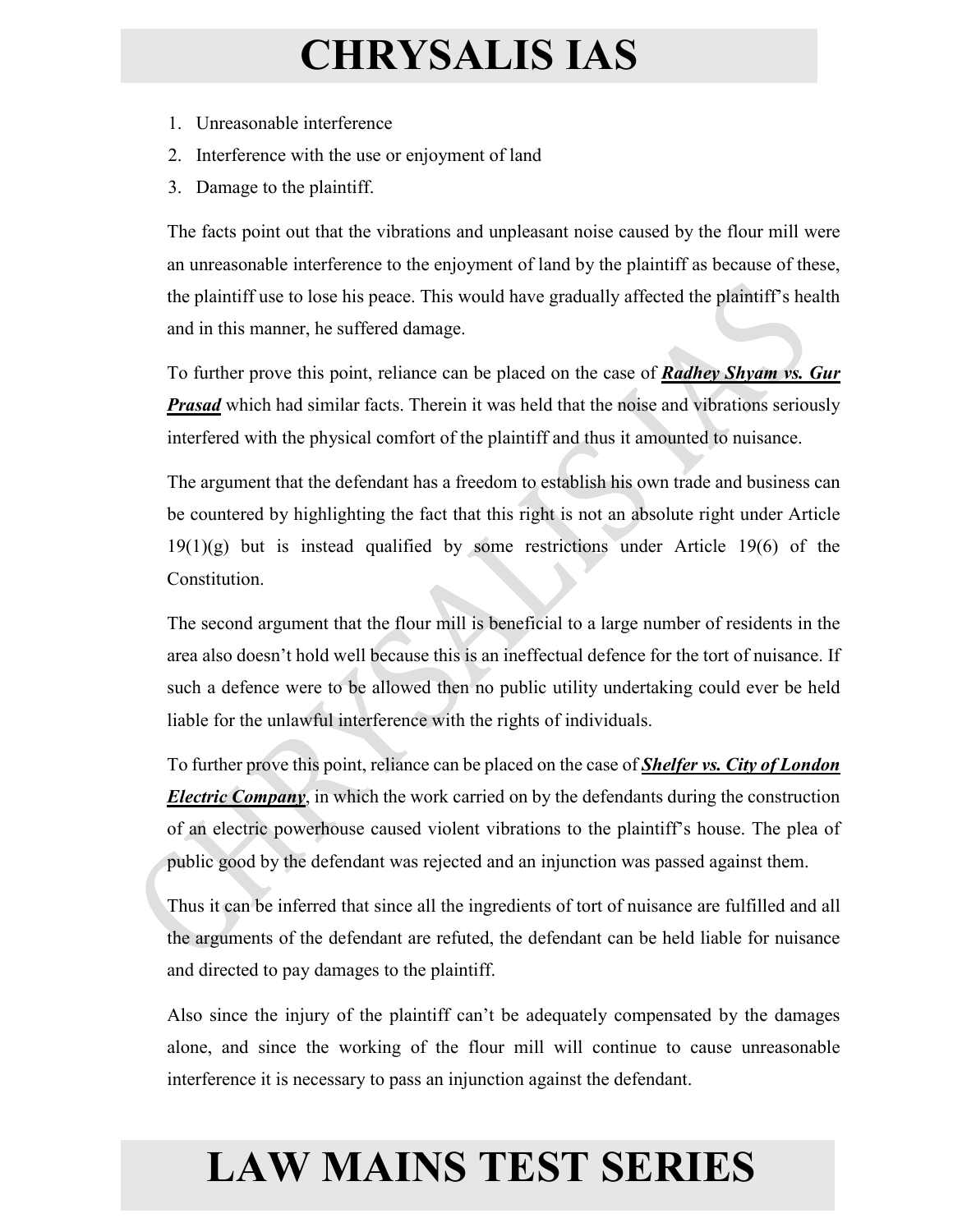1. Unreasonable interference
2. Interference with the use or enjoyment of land
3. Damage to the plaintiff.

The facts point out that the vibrations and unpleasant noise caused by the flour mill were an unreasonable interference to the enjoyment of land by the plaintiff as because of these, the plaintiff use to lose his peace. This would have gradually affected the plaintiff's health and in this manner, he suffered damage.

To further prove this point, reliance can be placed on the case of ***Radhey Shyam vs. Gur Prasad*** which had similar facts. Therein it was held that the noise and vibrations seriously interfered with the physical comfort of the plaintiff and thus it amounted to nuisance.

The argument that the defendant has a freedom to establish his own trade and business can be countered by highlighting the fact that this right is not an absolute right under Article 19(1)(g) but is instead qualified by some restrictions under Article 19(6) of the Constitution.

The second argument that the flour mill is beneficial to a large number of residents in the area also doesn't hold well because this is an ineffectual defence for the tort of nuisance. If such a defence were to be allowed then no public utility undertaking could ever be held liable for the unlawful interference with the rights of individuals.

To further prove this point, reliance can be placed on the case of ***Shelfer vs. City of London Electric Company***, in which the work carried on by the defendants during the construction of an electric powerhouse caused violent vibrations to the plaintiff's house. The plea of public good by the defendant was rejected and an injunction was passed against them.

Thus it can be inferred that since all the ingredients of tort of nuisance are fulfilled and all the arguments of the defendant are refuted, the defendant can be held liable for nuisance and directed to pay damages to the plaintiff.

Also since the injury of the plaintiff can't be adequately compensated by the damages alone, and since the working of the flour mill will continue to cause unreasonable interference it is necessary to pass an injunction against the defendant.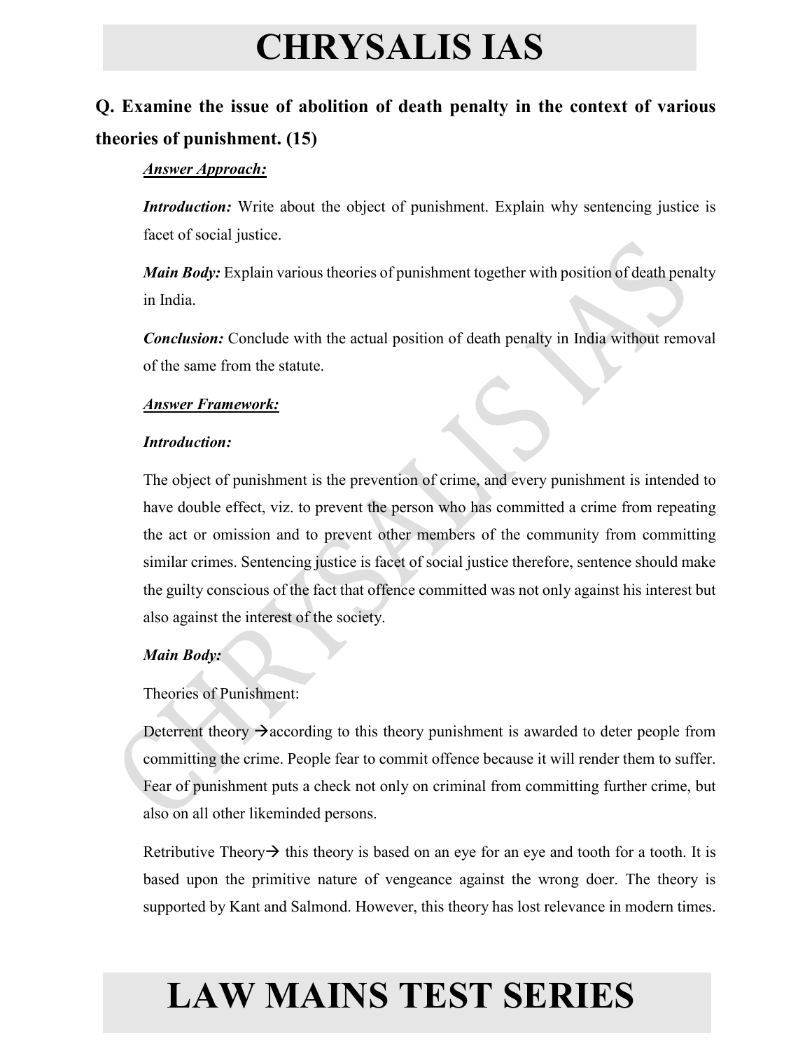**Q. Examine the issue of abolition of death penalty in the context of various theories of punishment. (15)**

***Answer Approach:***

***Introduction:*** Write about the object of punishment. Explain why sentencing justice is facet of social justice.

***Main Body:*** Explain various theories of punishment together with position of death penalty in India.

***Conclusion:*** Conclude with the actual position of death penalty in India without removal of the same from the statute.

***Answer Framework:***

***Introduction:***

The object of punishment is the prevention of crime, and every punishment is intended to have double effect, viz. to prevent the person who has committed a crime from repeating the act or omission and to prevent other members of the community from committing similar crimes. Sentencing justice is facet of social justice therefore, sentence should make the guilty conscious of the fact that offence committed was not only against his interest but also against the interest of the society.

***Main Body:***

Theories of Punishment:

Deterrent theory →according to this theory punishment is awarded to deter people from committing the crime. People fear to commit offence because it will render them to suffer. Fear of punishment puts a check not only on criminal from committing further crime, but also on all other likeminded persons.

Retributive Theory→ this theory is based on an eye for an eye and tooth for a tooth. It is based upon the primitive nature of vengeance against the wrong doer. The theory is supported by Kant and Salmond. However, this theory has lost relevance in modern times.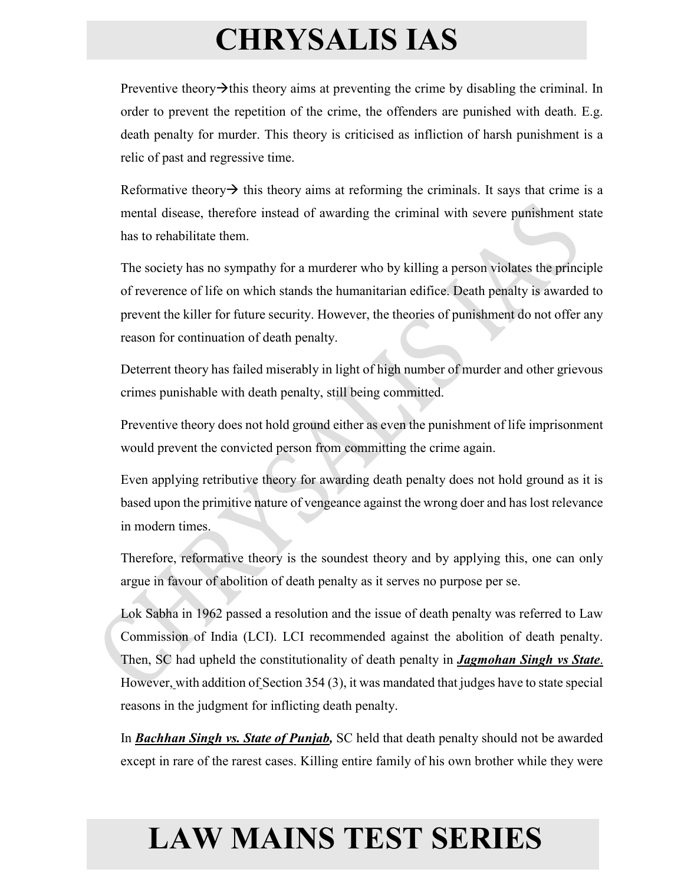Preventive theory→this theory aims at preventing the crime by disabling the criminal. In order to prevent the repetition of the crime, the offenders are punished with death. E.g. death penalty for murder. This theory is criticised as infliction of harsh punishment is a relic of past and regressive time.

Reformative theory→ this theory aims at reforming the criminals. It says that crime is a mental disease, therefore instead of awarding the criminal with severe punishment state has to rehabilitate them.

The society has no sympathy for a murderer who by killing a person violates the principle of reverence of life on which stands the humanitarian edifice. Death penalty is awarded to prevent the killer for future security. However, the theories of punishment do not offer any reason for continuation of death penalty.

Deterrent theory has failed miserably in light of high number of murder and other grievous crimes punishable with death penalty, still being committed.

Preventive theory does not hold ground either as even the punishment of life imprisonment would prevent the convicted person from committing the crime again.

Even applying retributive theory for awarding death penalty does not hold ground as it is based upon the primitive nature of vengeance against the wrong doer and has lost relevance in modern times.

Therefore, reformative theory is the soundest theory and by applying this, one can only argue in favour of abolition of death penalty as it serves no purpose per se.

Lok Sabha in 1962 passed a resolution and the issue of death penalty was referred to Law Commission of India (LCI). LCI recommended against the abolition of death penalty. Then, SC had upheld the constitutionality of death penalty in ***Jagmohan Singh vs State***. However, with addition of Section 354 (3), it was mandated that judges have to state special reasons in the judgment for inflicting death penalty.

In ***Bachhan Singh vs. State of Punjab,*** SC held that death penalty should not be awarded except in rare of the rarest cases. Killing entire family of his own brother while they were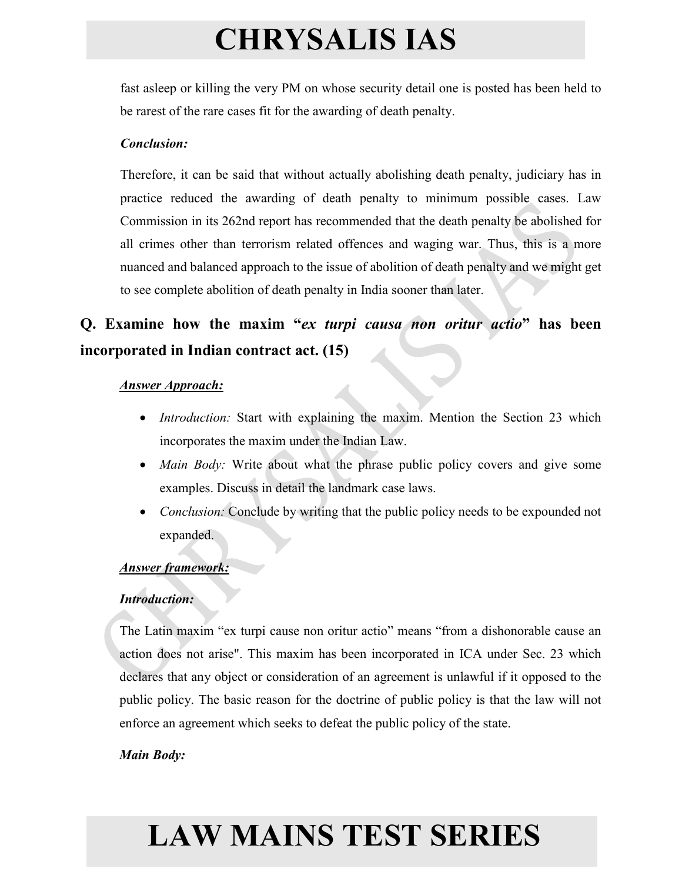fast asleep or killing the very PM on whose security detail one is posted has been held to be rarest of the rare cases fit for the awarding of death penalty.

***Conclusion:***

Therefore, it can be said that without actually abolishing death penalty, judiciary has in practice reduced the awarding of death penalty to minimum possible cases. Law Commission in its 262nd report has recommended that the death penalty be abolished for all crimes other than terrorism related offences and waging war. Thus, this is a more nuanced and balanced approach to the issue of abolition of death penalty and we might get to see complete abolition of death penalty in India sooner than later.

## Q. Examine how the maxim "*ex turpi causa non oritur actio*" has been incorporated in Indian contract act. (15)

***Answer Approach:***

- *Introduction:* Start with explaining the maxim. Mention the Section 23 which incorporates the maxim under the Indian Law.
- *Main Body:* Write about what the phrase public policy covers and give some examples. Discuss in detail the landmark case laws.
- *Conclusion:* Conclude by writing that the public policy needs to be expounded not expanded.

***Answer framework:***

***Introduction:***

The Latin maxim "ex turpi cause non oritur actio" means "from a dishonorable cause an action does not arise". This maxim has been incorporated in ICA under Sec. 23 which declares that any object or consideration of an agreement is unlawful if it opposed to the public policy. The basic reason for the doctrine of public policy is that the law will not enforce an agreement which seeks to defeat the public policy of the state.

***Main Body:***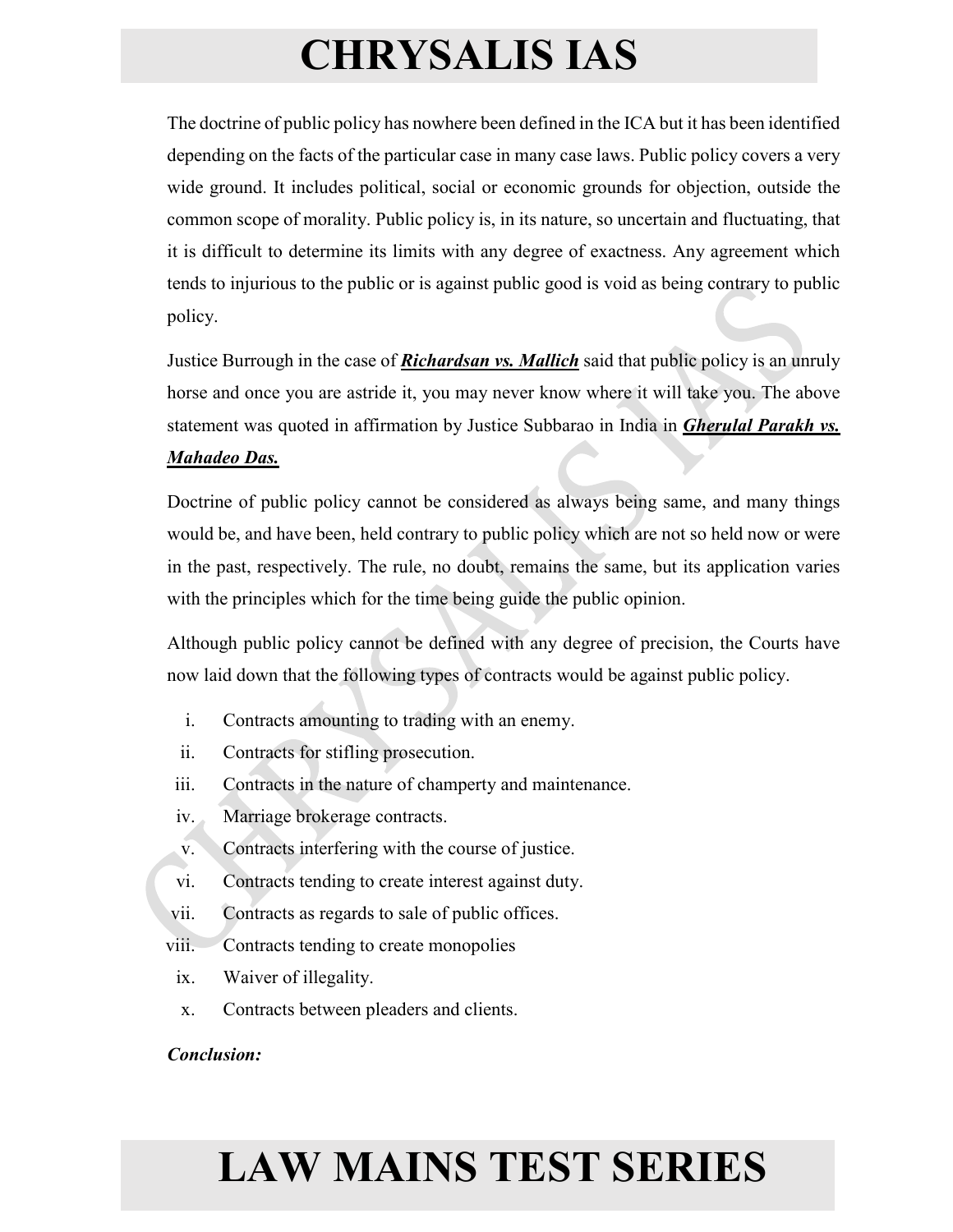The doctrine of public policy has nowhere been defined in the ICA but it has been identified depending on the facts of the particular case in many case laws. Public policy covers a very wide ground. It includes political, social or economic grounds for objection, outside the common scope of morality. Public policy is, in its nature, so uncertain and fluctuating, that it is difficult to determine its limits with any degree of exactness. Any agreement which tends to injurious to the public or is against public good is void as being contrary to public policy.

Justice Burrough in the case of ***Richardsan vs. Mallich*** said that public policy is an unruly horse and once you are astride it, you may never know where it will take you. The above statement was quoted in affirmation by Justice Subbarao in India in ***Gherulal Parakh vs. Mahadeo Das.***

Doctrine of public policy cannot be considered as always being same, and many things would be, and have been, held contrary to public policy which are not so held now or were in the past, respectively. The rule, no doubt, remains the same, but its application varies with the principles which for the time being guide the public opinion.

Although public policy cannot be defined with any degree of precision, the Courts have now laid down that the following types of contracts would be against public policy.

i. Contracts amounting to trading with an enemy.
ii. Contracts for stifling prosecution.
iii. Contracts in the nature of champerty and maintenance.
iv. Marriage brokerage contracts.
v. Contracts interfering with the course of justice.
vi. Contracts tending to create interest against duty.
vii. Contracts as regards to sale of public offices.
viii. Contracts tending to create monopolies
ix. Waiver of illegality.
x. Contracts between pleaders and clients.

***Conclusion:***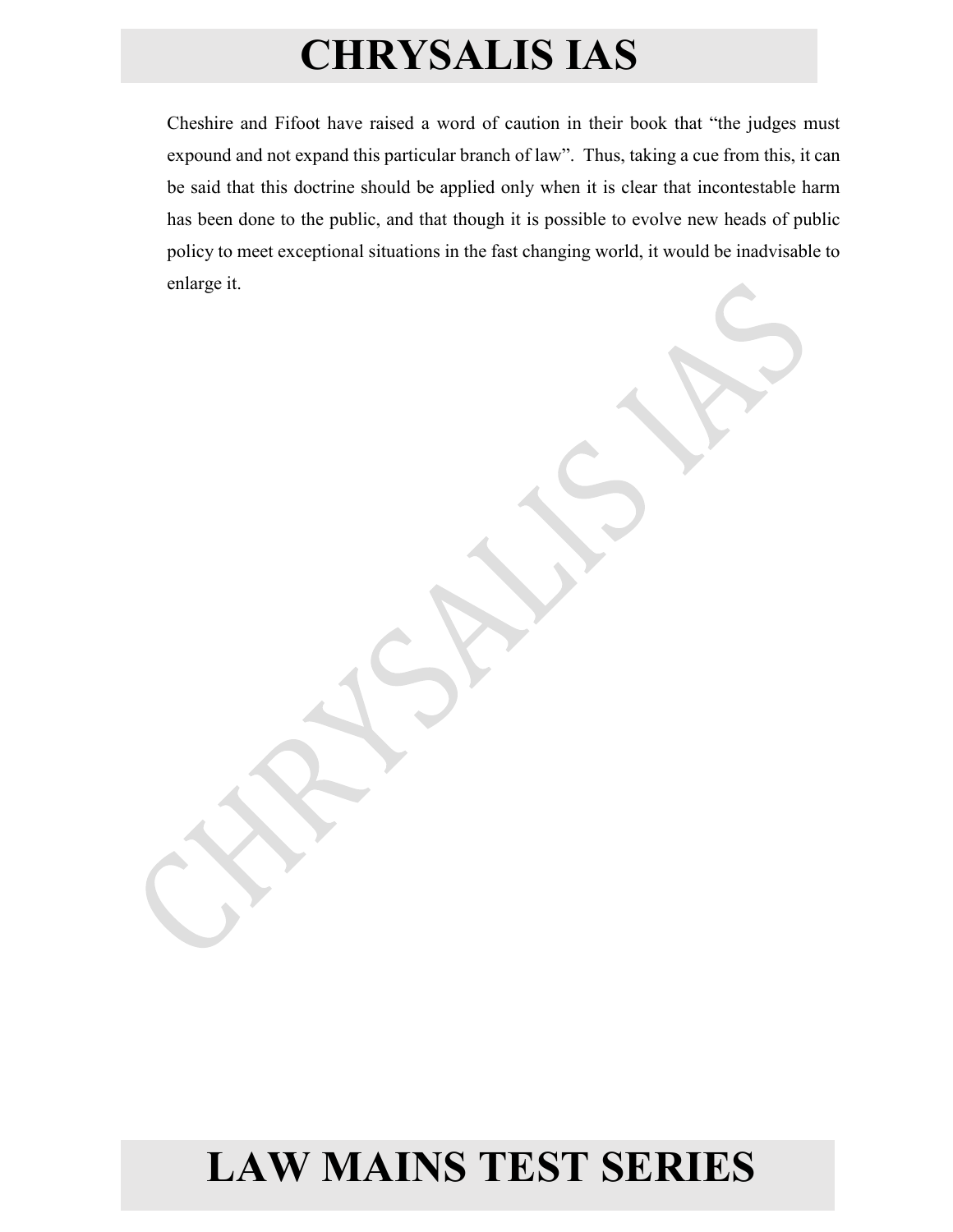Cheshire and Fifoot have raised a word of caution in their book that "the judges must expound and not expand this particular branch of law". Thus, taking a cue from this, it can be said that this doctrine should be applied only when it is clear that incontestable harm has been done to the public, and that though it is possible to evolve new heads of public policy to meet exceptional situations in the fast changing world, it would be inadvisable to enlarge it.